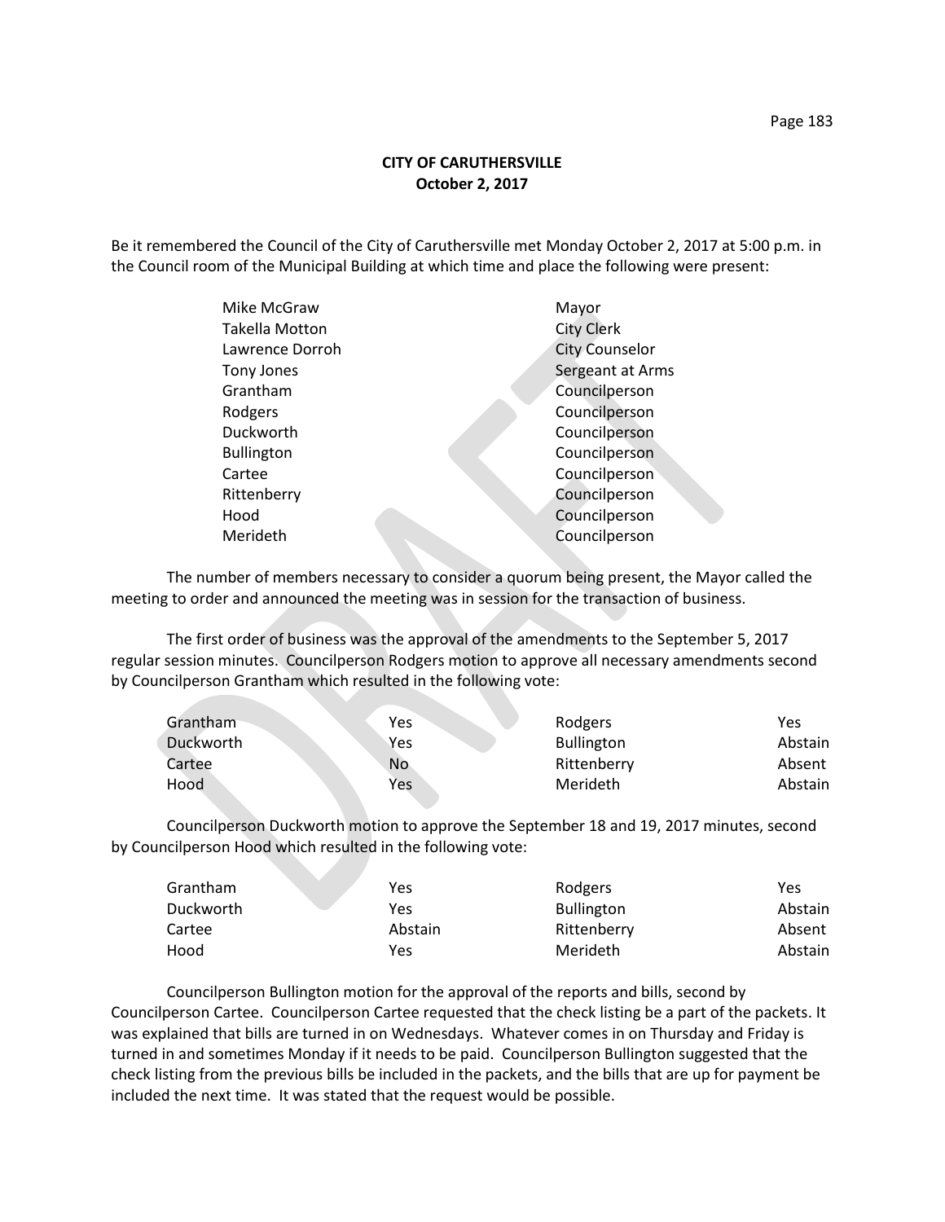**CITY OF CARUTHERSVILLE**
**October 2, 2017**

Be it remembered the Council of the City of Caruthersville met Monday October 2, 2017 at 5:00 p.m. in the Council room of the Municipal Building at which time and place the following were present:

| | |
|---|---|
| Mike McGraw | Mayor |
| Takella Motton | City Clerk |
| Lawrence Dorroh | City Counselor |
| Tony Jones | Sergeant at Arms |
| Grantham | Councilperson |
| Rodgers | Councilperson |
| Duckworth | Councilperson |
| Bullington | Councilperson |
| Cartee | Councilperson |
| Rittenberry | Councilperson |
| Hood | Councilperson |
| Merideth | Councilperson |

The number of members necessary to consider a quorum being present, the Mayor called the meeting to order and announced the meeting was in session for the transaction of business.

The first order of business was the approval of the amendments to the September 5, 2017 regular session minutes. Councilperson Rodgers motion to approve all necessary amendments second by Councilperson Grantham which resulted in the following vote:

| | | | |
|---|---|---|---|
| Grantham | Yes | Rodgers | Yes |
| Duckworth | Yes | Bullington | Abstain |
| Cartee | No | Rittenberry | Absent |
| Hood | Yes | Merideth | Abstain |

Councilperson Duckworth motion to approve the September 18 and 19, 2017 minutes, second by Councilperson Hood which resulted in the following vote:

| | | | |
|---|---|---|---|
| Grantham | Yes | Rodgers | Yes |
| Duckworth | Yes | Bullington | Abstain |
| Cartee | Abstain | Rittenberry | Absent |
| Hood | Yes | Merideth | Abstain |

Councilperson Bullington motion for the approval of the reports and bills, second by Councilperson Cartee. Councilperson Cartee requested that the check listing be a part of the packets. It was explained that bills are turned in on Wednesdays. Whatever comes in on Thursday and Friday is turned in and sometimes Monday if it needs to be paid. Councilperson Bullington suggested that the check listing from the previous bills be included in the packets, and the bills that are up for payment be included the next time. It was stated that the request would be possible.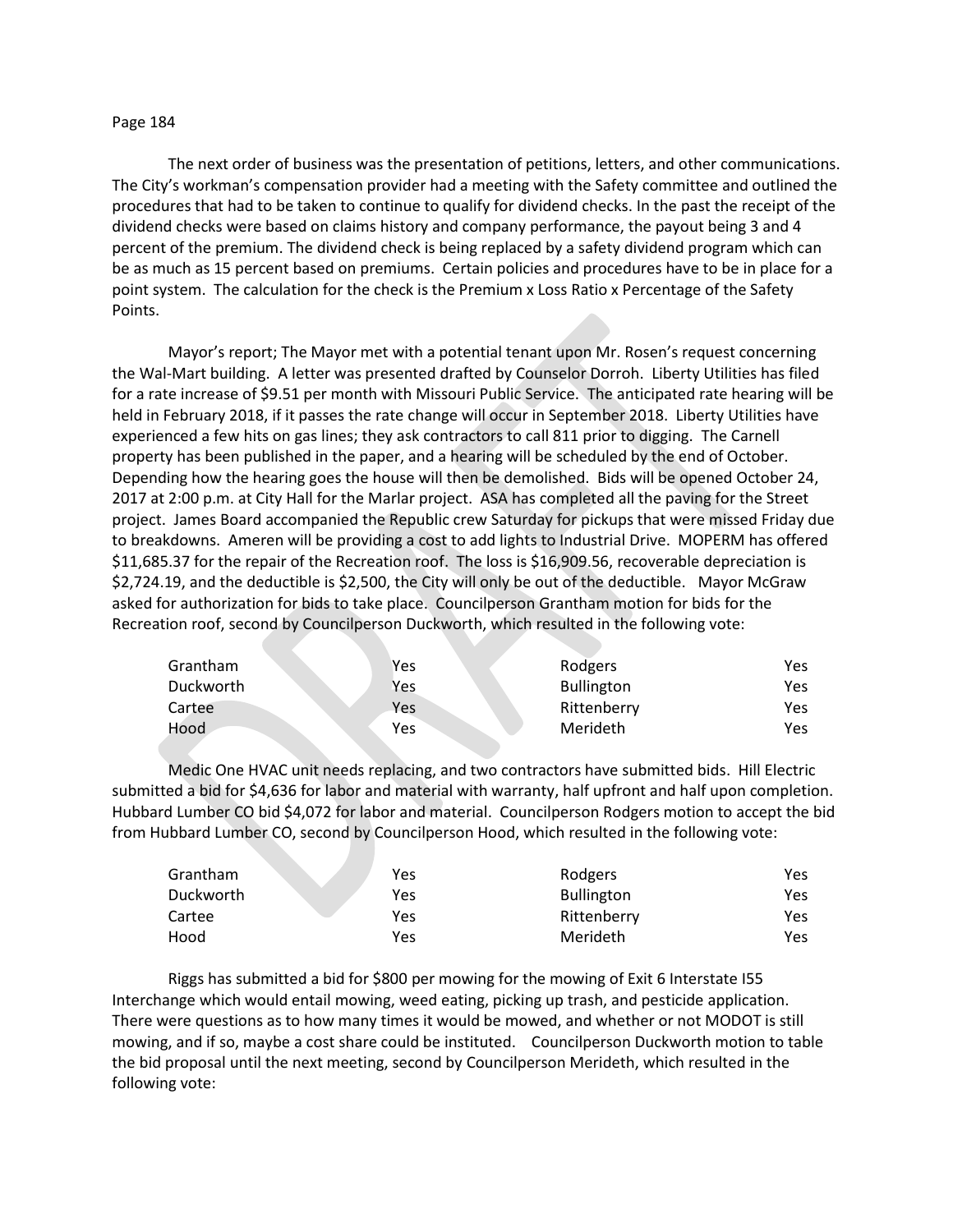The next order of business was the presentation of petitions, letters, and other communications. The City's workman's compensation provider had a meeting with the Safety committee and outlined the procedures that had to be taken to continue to qualify for dividend checks. In the past the receipt of the dividend checks were based on claims history and company performance, the payout being 3 and 4 percent of the premium. The dividend check is being replaced by a safety dividend program which can be as much as 15 percent based on premiums. Certain policies and procedures have to be in place for a point system. The calculation for the check is the Premium x Loss Ratio x Percentage of the Safety Points.

Mayor's report; The Mayor met with a potential tenant upon Mr. Rosen's request concerning the Wal-Mart building. A letter was presented drafted by Counselor Dorroh. Liberty Utilities has filed for a rate increase of $9.51 per month with Missouri Public Service. The anticipated rate hearing will be held in February 2018, if it passes the rate change will occur in September 2018. Liberty Utilities have experienced a few hits on gas lines; they ask contractors to call 811 prior to digging. The Carnell property has been published in the paper, and a hearing will be scheduled by the end of October. Depending how the hearing goes the house will then be demolished. Bids will be opened October 24, 2017 at 2:00 p.m. at City Hall for the Marlar project. ASA has completed all the paving for the Street project. James Board accompanied the Republic crew Saturday for pickups that were missed Friday due to breakdowns. Ameren will be providing a cost to add lights to Industrial Drive. MOPERM has offered $11,685.37 for the repair of the Recreation roof. The loss is $16,909.56, recoverable depreciation is $2,724.19, and the deductible is $2,500, the City will only be out of the deductible. Mayor McGraw asked for authorization for bids to take place. Councilperson Grantham motion for bids for the Recreation roof, second by Councilperson Duckworth, which resulted in the following vote:

| | | | |
|---|---|---|---|
| Grantham | Yes | Rodgers | Yes |
| Duckworth | Yes | Bullington | Yes |
| Cartee | Yes | Rittenberry | Yes |
| Hood | Yes | Merideth | Yes |

Medic One HVAC unit needs replacing, and two contractors have submitted bids. Hill Electric submitted a bid for $4,636 for labor and material with warranty, half upfront and half upon completion. Hubbard Lumber CO bid $4,072 for labor and material. Councilperson Rodgers motion to accept the bid from Hubbard Lumber CO, second by Councilperson Hood, which resulted in the following vote:

| | | | |
|---|---|---|---|
| Grantham | Yes | Rodgers | Yes |
| Duckworth | Yes | Bullington | Yes |
| Cartee | Yes | Rittenberry | Yes |
| Hood | Yes | Merideth | Yes |

Riggs has submitted a bid for $800 per mowing for the mowing of Exit 6 Interstate I55 Interchange which would entail mowing, weed eating, picking up trash, and pesticide application. There were questions as to how many times it would be mowed, and whether or not MODOT is still mowing, and if so, maybe a cost share could be instituted. Councilperson Duckworth motion to table the bid proposal until the next meeting, second by Councilperson Merideth, which resulted in the following vote: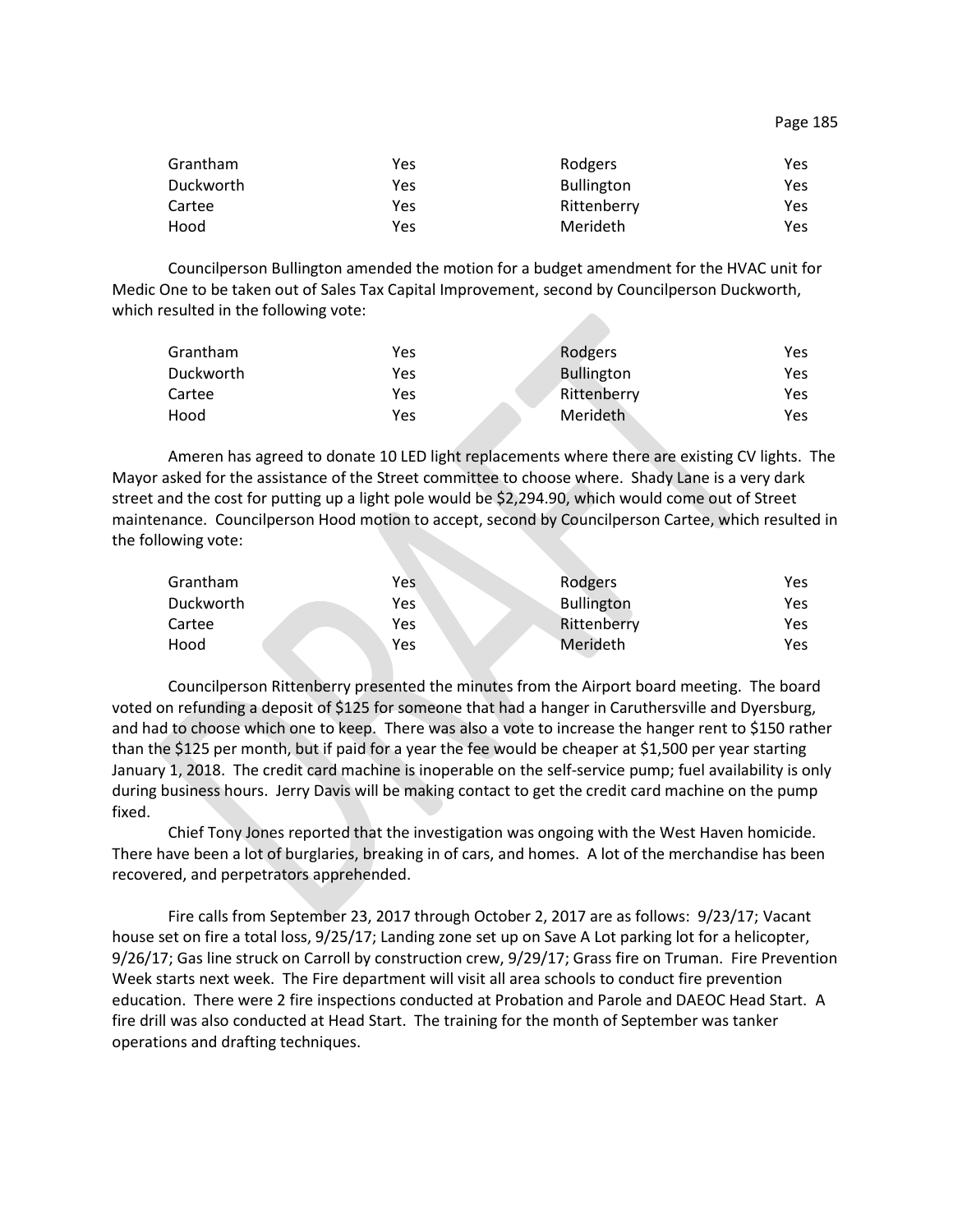| Grantham | Yes | Rodgers | Yes |
|---|---|---|---|
| Duckworth | Yes | Bullington | Yes |
| Cartee | Yes | Rittenberry | Yes |
| Hood | Yes | Merideth | Yes |

Councilperson Bullington amended the motion for a budget amendment for the HVAC unit for Medic One to be taken out of Sales Tax Capital Improvement, second by Councilperson Duckworth, which resulted in the following vote:

| Grantham | Yes | Rodgers | Yes |
|---|---|---|---|
| Duckworth | Yes | Bullington | Yes |
| Cartee | Yes | Rittenberry | Yes |
| Hood | Yes | Merideth | Yes |

Ameren has agreed to donate 10 LED light replacements where there are existing CV lights. The Mayor asked for the assistance of the Street committee to choose where. Shady Lane is a very dark street and the cost for putting up a light pole would be $2,294.90, which would come out of Street maintenance. Councilperson Hood motion to accept, second by Councilperson Cartee, which resulted in the following vote:

| Grantham | Yes | Rodgers | Yes |
|---|---|---|---|
| Duckworth | Yes | Bullington | Yes |
| Cartee | Yes | Rittenberry | Yes |
| Hood | Yes | Merideth | Yes |

Councilperson Rittenberry presented the minutes from the Airport board meeting. The board voted on refunding a deposit of $125 for someone that had a hanger in Caruthersville and Dyersburg, and had to choose which one to keep. There was also a vote to increase the hanger rent to $150 rather than the $125 per month, but if paid for a year the fee would be cheaper at $1,500 per year starting January 1, 2018. The credit card machine is inoperable on the self-service pump; fuel availability is only during business hours. Jerry Davis will be making contact to get the credit card machine on the pump fixed.

Chief Tony Jones reported that the investigation was ongoing with the West Haven homicide. There have been a lot of burglaries, breaking in of cars, and homes. A lot of the merchandise has been recovered, and perpetrators apprehended.

Fire calls from September 23, 2017 through October 2, 2017 are as follows: 9/23/17; Vacant house set on fire a total loss, 9/25/17; Landing zone set up on Save A Lot parking lot for a helicopter, 9/26/17; Gas line struck on Carroll by construction crew, 9/29/17; Grass fire on Truman. Fire Prevention Week starts next week. The Fire department will visit all area schools to conduct fire prevention education. There were 2 fire inspections conducted at Probation and Parole and DAEOC Head Start. A fire drill was also conducted at Head Start. The training for the month of September was tanker operations and drafting techniques.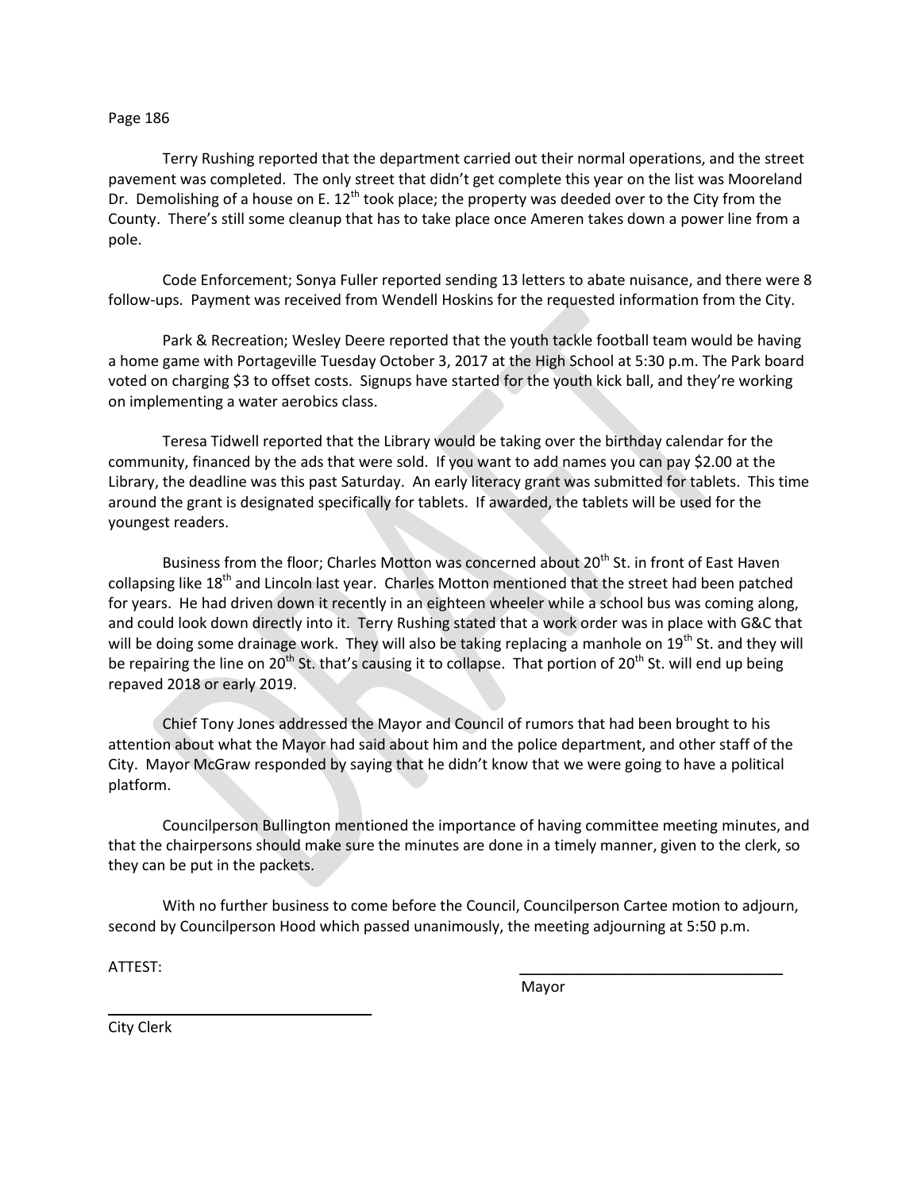Page 186

Terry Rushing reported that the department carried out their normal operations, and the street pavement was completed. The only street that didn't get complete this year on the list was Mooreland Dr. Demolishing of a house on E. 12th took place; the property was deeded over to the City from the County. There's still some cleanup that has to take place once Ameren takes down a power line from a pole.

Code Enforcement; Sonya Fuller reported sending 13 letters to abate nuisance, and there were 8 follow-ups. Payment was received from Wendell Hoskins for the requested information from the City.

Park & Recreation; Wesley Deere reported that the youth tackle football team would be having a home game with Portageville Tuesday October 3, 2017 at the High School at 5:30 p.m. The Park board voted on charging $3 to offset costs. Signups have started for the youth kick ball, and they're working on implementing a water aerobics class.

Teresa Tidwell reported that the Library would be taking over the birthday calendar for the community, financed by the ads that were sold. If you want to add names you can pay $2.00 at the Library, the deadline was this past Saturday. An early literacy grant was submitted for tablets. This time around the grant is designated specifically for tablets. If awarded, the tablets will be used for the youngest readers.

Business from the floor; Charles Motton was concerned about 20th St. in front of East Haven collapsing like 18th and Lincoln last year. Charles Motton mentioned that the street had been patched for years. He had driven down it recently in an eighteen wheeler while a school bus was coming along, and could look down directly into it. Terry Rushing stated that a work order was in place with G&C that will be doing some drainage work. They will also be taking replacing a manhole on 19th St. and they will be repairing the line on 20th St. that's causing it to collapse. That portion of 20th St. will end up being repaved 2018 or early 2019.

Chief Tony Jones addressed the Mayor and Council of rumors that had been brought to his attention about what the Mayor had said about him and the police department, and other staff of the City. Mayor McGraw responded by saying that he didn't know that we were going to have a political platform.

Councilperson Bullington mentioned the importance of having committee meeting minutes, and that the chairpersons should make sure the minutes are done in a timely manner, given to the clerk, so they can be put in the packets.

With no further business to come before the Council, Councilperson Cartee motion to adjourn, second by Councilperson Hood which passed unanimously, the meeting adjourning at 5:50 p.m.

ATTEST:

\_\_\_\_\_\_\_\_\_\_\_\_\_\_\_\_\_\_\_\_\_\_\_\_\_\_\_\_\_\_\_\_
Mayor

\_\_\_\_\_\_\_\_\_\_\_\_\_\_\_\_\_\_\_\_\_\_\_\_\_\_\_\_\_\_\_\_
City Clerk